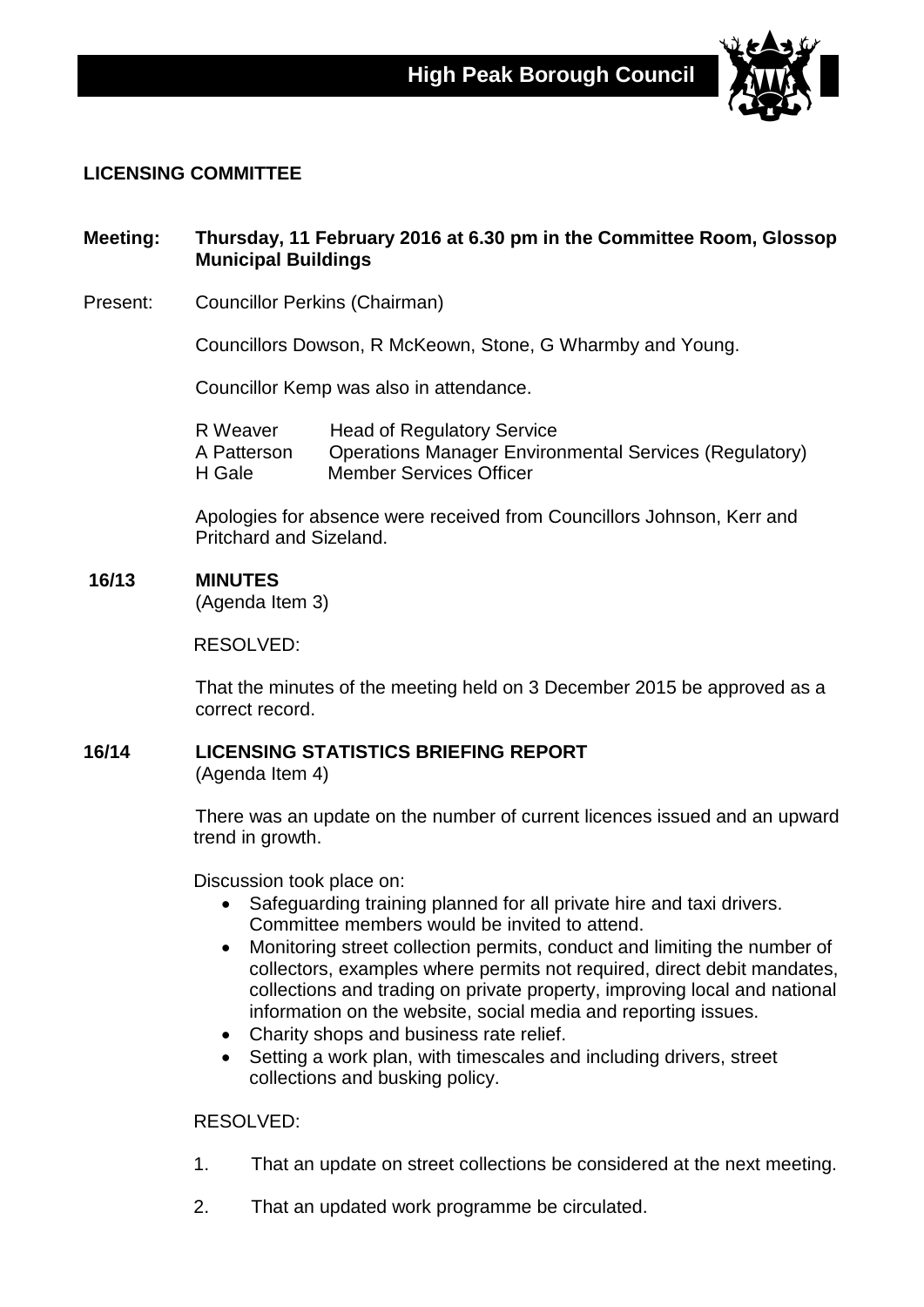# High Peak Borough Council

## LICENSING COMMITTEE

**Meeting:** **Thursday, 11 February 2016 at 6.30 pm in the Committee Room, Glossop Municipal Buildings**

Present: Councillor Perkins (Chairman)

Councillors Dowson, R McKeown, Stone, G Wharmby and Young.

Councillor Kemp was also in attendance.

R Weaver — Head of Regulatory Service
A Patterson — Operations Manager Environmental Services (Regulatory)
H Gale — Member Services Officer

Apologies for absence were received from Councillors Johnson, Kerr and Pritchard and Sizeland.

### 16/13 MINUTES

(Agenda Item 3)

RESOLVED:

That the minutes of the meeting held on 3 December 2015 be approved as a correct record.

### 16/14 LICENSING STATISTICS BRIEFING REPORT

(Agenda Item 4)

There was an update on the number of current licences issued and an upward trend in growth.

Discussion took place on:

- Safeguarding training planned for all private hire and taxi drivers. Committee members would be invited to attend.
- Monitoring street collection permits, conduct and limiting the number of collectors, examples where permits not required, direct debit mandates, collections and trading on private property, improving local and national information on the website, social media and reporting issues.
- Charity shops and business rate relief.
- Setting a work plan, with timescales and including drivers, street collections and busking policy.

RESOLVED:

1. That an update on street collections be considered at the next meeting.
2. That an updated work programme be circulated.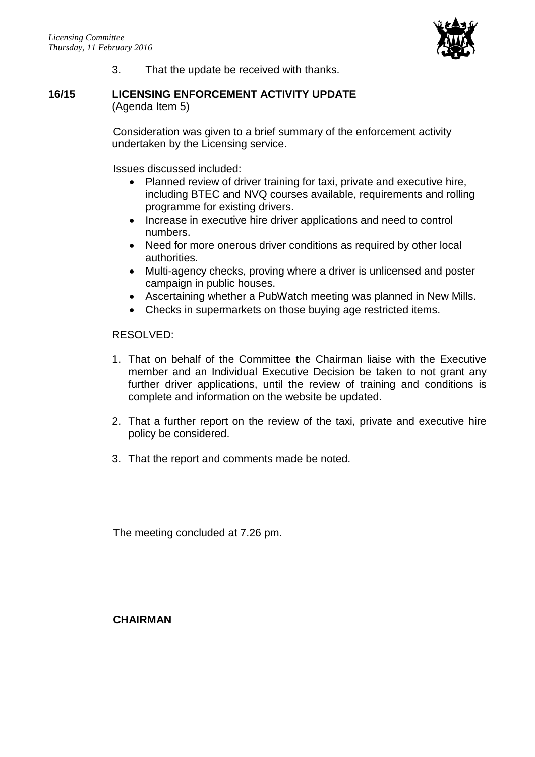3. That the update be received with thanks.

**16/15 LICENSING ENFORCEMENT ACTIVITY UPDATE**
(Agenda Item 5)

Consideration was given to a brief summary of the enforcement activity undertaken by the Licensing service.

Issues discussed included:

- Planned review of driver training for taxi, private and executive hire, including BTEC and NVQ courses available, requirements and rolling programme for existing drivers.
- Increase in executive hire driver applications and need to control numbers.
- Need for more onerous driver conditions as required by other local authorities.
- Multi-agency checks, proving where a driver is unlicensed and poster campaign in public houses.
- Ascertaining whether a PubWatch meeting was planned in New Mills.
- Checks in supermarkets on those buying age restricted items.

RESOLVED:

1. That on behalf of the Committee the Chairman liaise with the Executive member and an Individual Executive Decision be taken to not grant any further driver applications, until the review of training and conditions is complete and information on the website be updated.

2. That a further report on the review of the taxi, private and executive hire policy be considered.

3. That the report and comments made be noted.

The meeting concluded at 7.26 pm.

**CHAIRMAN**